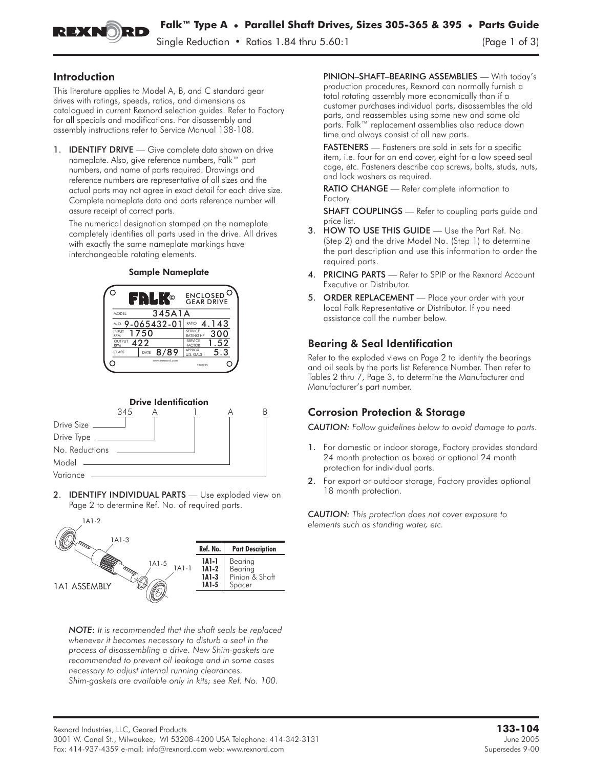# Falk™ Type A • Parallel Shaft Drives, Sizes 305-365 & 395 • Parts Guide

Single Reduction • Ratios 1.84 thru 5.60:1

## Introduction

This literature applies to Model A, B, and C standard gear drives with ratings, speeds, ratios, and dimensions as catalogued in current Rexnord selection guides. Refer to Factory for all specials and modifications. For disassembly and assembly instructions refer to Service Manual 138-108.

1. **IDENTIFY DRIVE** — Give complete data shown on drive nameplate. Also, give reference numbers, Falk™ part numbers, and name of parts required. Drawings and reference numbers are representative of all sizes and the actual parts may not agree in exact detail for each drive size. Complete nameplate data and parts reference number will assure receipt of correct parts.

   The numerical designation stamped on the nameplate completely identifies all parts used in the drive. All drives with exactly the same nameplate markings have interchangeable rotating elements.

**Sample Nameplate**

| FALK© | ENCLOSED GEAR DRIVE |
|---|---|
| MODEL 345A1A | |
| M.O. 9-065432-01 | RATIO 4.143 |
| INPUT RPM 1750 | SERVICE RATING HP 300 |
| OUTPUT RPM 422 | SERVICE FACTOR 1.52 |
| CLASS DATE 8/89 | APPROX U.S. GALS 5.3 |

**Drive Identification**

345 A 1 A B

- 345 — Drive Size
- A — Drive Type
- 1 — No. Reductions
- A — Model
- B — Variance

2. **IDENTIFY INDIVIDUAL PARTS** — Use exploded view on Page 2 to determine Ref. No. of required parts.

1A1 ASSEMBLY

| Ref. No. | Part Description |
|---|---|
| 1A1-1 | Bearing |
| 1A1-2 | Bearing |
| 1A1-3 | Pinion & Shaft |
| 1A1-5 | Spacer |

*NOTE: It is recommended that the shaft seals be replaced whenever it becomes necessary to disturb a seal in the process of disassembling a drive. New Shim-gaskets are recommended to prevent oil leakage and in some cases necessary to adjust internal running clearances. Shim-gaskets are available only in kits; see Ref. No. 100.*

**PINION–SHAFT–BEARING ASSEMBLIES** — With today's production procedures, Rexnord can normally furnish a total rotating assembly more economically than if a customer purchases individual parts, disassembles the old parts, and reassembles using some new and some old parts. Falk™ replacement assemblies also reduce down time and always consist of all new parts.

**FASTENERS** — Fasteners are sold in sets for a specific item, i.e. four for an end cover, eight for a low speed seal cage, etc. Fasteners describe cap screws, bolts, studs, nuts, and lock washers as required.

**RATIO CHANGE** — Refer complete information to Factory.

**SHAFT COUPLINGS** — Refer to coupling parts guide and price list.

3. **HOW TO USE THIS GUIDE** — Use the Part Ref. No. (Step 2) and the drive Model No. (Step 1) to determine the part description and use this information to order the required parts.
4. **PRICING PARTS** — Refer to SPIP or the Rexnord Account Executive or Distributor.
5. **ORDER REPLACEMENT** — Place your order with your local Falk Representative or Distributor. If you need assistance call the number below.

## Bearing & Seal Identification

Refer to the exploded views on Page 2 to identify the bearings and oil seals by the parts list Reference Number. Then refer to Tables 2 thru 7, Page 3, to determine the Manufacturer and Manufacturer's part number.

## Corrosion Protection & Storage

*CAUTION: Follow guidelines below to avoid damage to parts.*

1. For domestic or indoor storage, Factory provides standard 24 month protection as boxed or optional 24 month protection for individual parts.
2. For export or outdoor storage, Factory provides optional 18 month protection.

*CAUTION: This protection does not cover exposure to elements such as standing water, etc.*

Rexnord Industries, LLC, Geared Products
3001 W. Canal St., Milwaukee, WI 53208-4200 USA Telephone: 414-342-3131
Fax: 414-937-4359 e-mail: info@rexnord.com web: www.rexnord.com

**133-104**
June 2005
Supersedes 9-00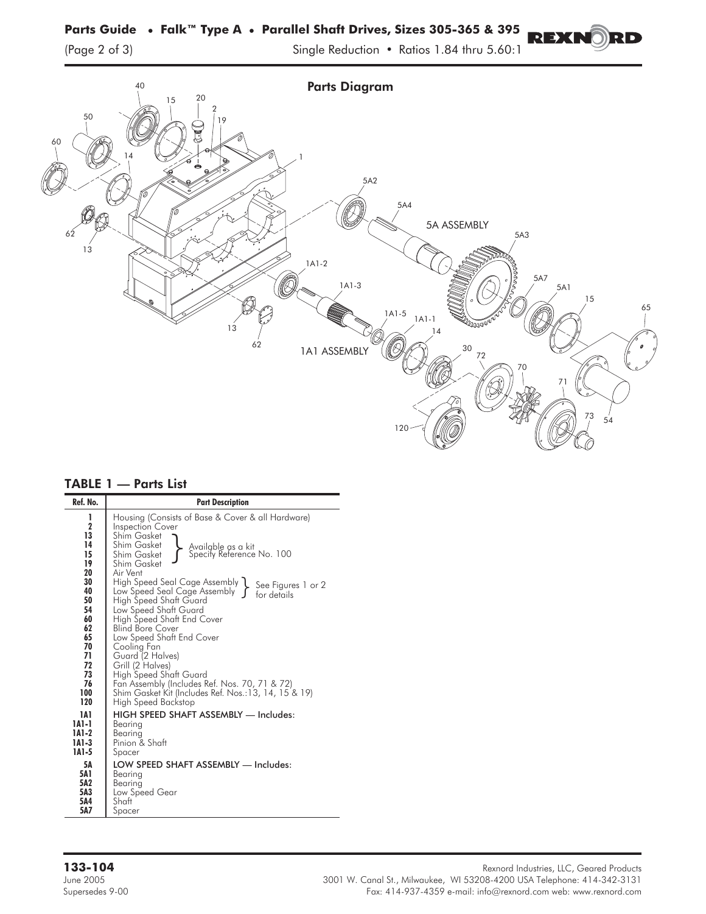## Parts Diagram

5A ASSEMBLY

1A1 ASSEMBLY

## TABLE 1 — Parts List

| Ref. No. | Part Description |
|---|---|
| 1 | Housing (Consists of Base & Cover & all Hardware) |
| 2 | Inspection Cover |
| 13 | Shim Gasket — Available as a kit. Specify Reference No. 100 |
| 14 | Shim Gasket — Available as a kit. Specify Reference No. 100 |
| 15 | Shim Gasket — Available as a kit. Specify Reference No. 100 |
| 19 | Shim Gasket — Available as a kit. Specify Reference No. 100 |
| 20 | Air Vent |
| 30 | High Speed Seal Cage Assembly — See Figures 1 or 2 for details |
| 40 | Low Speed Seal Cage Assembly — See Figures 1 or 2 for details |
| 50 | High Speed Shaft Guard |
| 54 | Low Speed Shaft Guard |
| 60 | High Speed Shaft End Cover |
| 62 | Blind Bore Cover |
| 65 | Low Speed Shaft End Cover |
| 70 | Cooling Fan |
| 71 | Guard (2 Halves) |
| 72 | Grill (2 Halves) |
| 73 | High Speed Shaft Guard |
| 76 | Fan Assembly (Includes Ref. Nos. 70, 71 & 72) |
| 100 | Shim Gasket Kit (Includes Ref. Nos.:13, 14, 15 & 19) |
| 120 | High Speed Backstop |
| **1A1** | HIGH SPEED SHAFT ASSEMBLY — Includes: |
| 1A1-1 | Bearing |
| 1A1-2 | Bearing |
| 1A1-3 | Pinion & Shaft |
| 1A1-5 | Spacer |
| **5A** | LOW SPEED SHAFT ASSEMBLY — Includes: |
| 5A1 | Bearing |
| 5A2 | Bearing |
| 5A3 | Low Speed Gear |
| 5A4 | Shaft |
| 5A7 | Spacer |

**133-104**
June 2005
Supersedes 9-00

Rexnord Industries, LLC, Geared Products
3001 W. Canal St., Milwaukee, WI 53208-4200 USA Telephone: 414-342-3131
Fax: 414-937-4359 e-mail: info@rexnord.com web: www.rexnord.com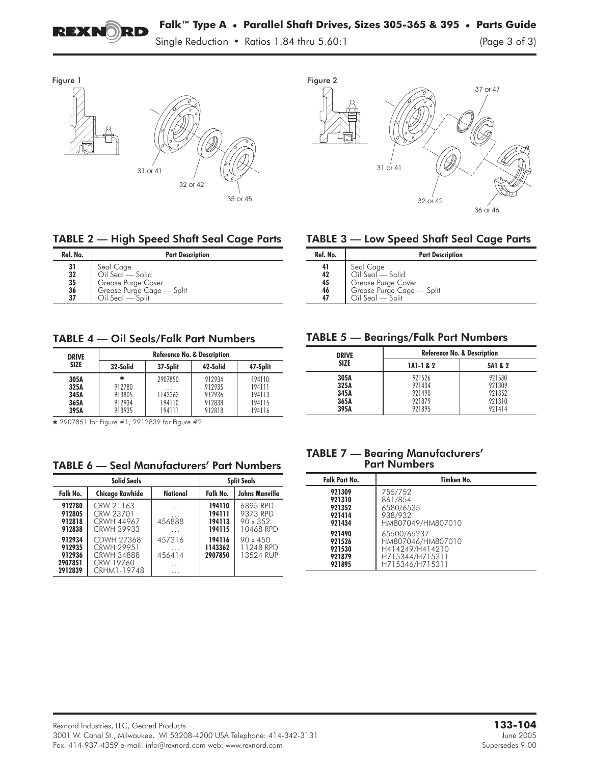Figure 1

31 or 41

32 or 42

35 or 45

Figure 2

37 or 47

31 or 41

32 or 42

36 or 46

## TABLE 2 — High Speed Shaft Seal Cage Parts

| Ref. No. | Part Description |
|---|---|
| 31 | Seal Cage |
| 32 | Oil Seal — Solid |
| 35 | Grease Purge Cover |
| 36 | Grease Purge Cage — Split |
| 37 | Oil Seal — Split |

## TABLE 3 — Low Speed Shaft Seal Cage Parts

| Ref. No. | Part Description |
|---|---|
| 41 | Seal Cage |
| 42 | Oil Seal — Solid |
| 45 | Grease Purge Cover |
| 46 | Grease Purge Cage — Split |
| 47 | Oil Seal — Split |

## TABLE 4 — Oil Seals/Falk Part Numbers

| DRIVE SIZE | Reference No. & Description | | | |
|---|---|---|---|---|
| | 32-Solid | 37-Split | 42-Solid | 47-Split |
| 305A | * | 2907850 | 912934 | 194110 |
| 325A | 912780 | . . . | 912935 | 194111 |
| 345A | 913805 | 1143362 | 912936 | 194113 |
| 365A | 912934 | 194110 | 912838 | 194115 |
| 395A | 913935 | 194111 | 912818 | 194116 |

* 2907851 for Figure #1; 2912839 for Figure #2.

## TABLE 5 — Bearings/Falk Part Numbers

| DRIVE SIZE | Reference No. & Description | |
|---|---|---|
| | 1A1-1 & 2 | 5A1 & 2 |
| 305A | 921526 | 921530 |
| 325A | 921434 | 921309 |
| 345A | 921490 | 921352 |
| 365A | 921879 | 921310 |
| 395A | 921895 | 921414 |

## TABLE 6 — Seal Manufacturers' Part Numbers

| Solid Seals | | | Split Seals | |
|---|---|---|---|---|
| Falk No. | Chicago Rawhide | National | Falk No. | Johns Manville |
| 912780 | CRW 21163 | . . . | 194110 | 6895 RPD |
| 912805 | CRW 23701 | . . . | 194111 | 9373 RPD |
| 912818 | CRWH 44967 | 456888 | 194113 | 90 x 352 |
| 912838 | CRWH 39933 | . . . | 194115 | 10468 RPD |
| 912934 | CDWH 27368 | 457316 | 194116 | 90 x 450 |
| 912935 | CRWH 29951 | . . . | 1143362 | 11248 RPD |
| 912936 | CRWH 34888 | 456414 | 2907850 | 13524 RUP |
| 2907851 | CRW 19760 | . . . | | |
| 2912839 | CRHM1-19748 | . . . | | |

## TABLE 7 — Bearing Manufacturers' Part Numbers

| Falk Part No. | Timken No. |
|---|---|
| 921309 | 755/752 |
| 921310 | 861/854 |
| 921352 | 6580/6535 |
| 921414 | 938/932 |
| 921434 | HM807049/HM807010 |
| 921490 | 65500/65237 |
| 921526 | HM807046/HM807010 |
| 921530 | H414249/H414210 |
| 921879 | H715344/H715311 |
| 921895 | H715346/H715311 |

Rexnord Industries, LLC, Geared Products
3001 W. Canal St., Milwaukee, WI 53208-4200 USA Telephone: 414-342-3131
Fax: 414-937-4359 e-mail: info@rexnord.com web: www.rexnord.com

**133-104**
June 2005
Supersedes 9-00